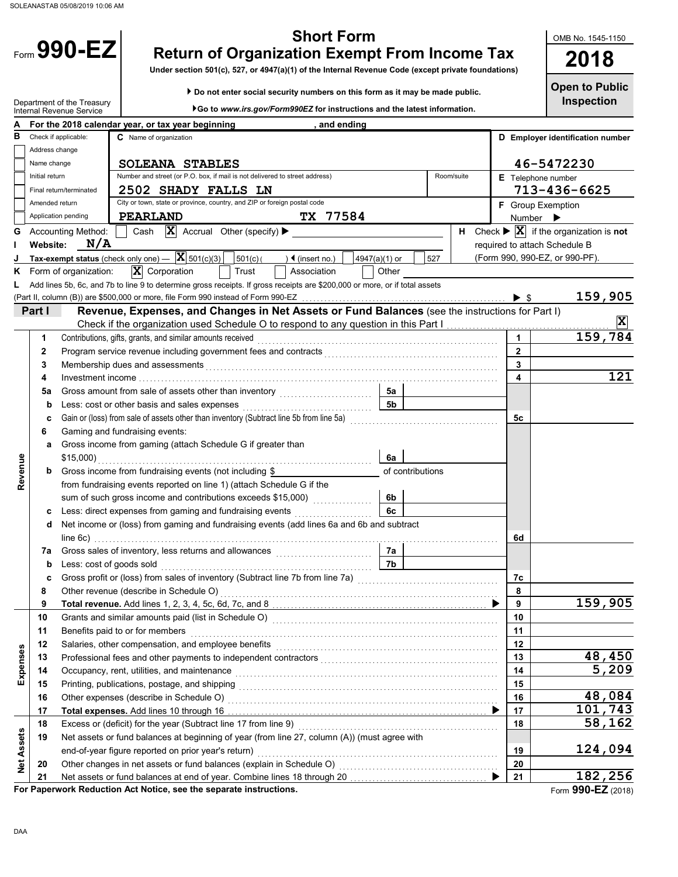SOLEANASTAB 05/08/2019 10:06 AM

# Form 990-EZ

## Short Form
## Return of Organization Exempt From Income Tax

**Under section 501(c), 527, or 4947(a)(1) of the Internal Revenue Code (except private foundations)**

▶ Do not enter social security numbers on this form as it may be made public.

▶ Go to *www.irs.gov/Form990EZ* for instructions and the latest information.

Department of the Treasury
Internal Revenue Service

OMB No. 1545-1150

**2018**

**Open to Public Inspection**

**A** For the 2018 calendar year, or tax year beginning , and ending

**B** Check if applicable:
- Address change
- Name change
- Initial return
- Final return/terminated
- Amended return
- Application pending

**C** Name of organization: SOLEANA STABLES

Number and street (or P.O. box, if mail is not delivered to street address): 2502 SHADY FALLS LN — Room/suite:

City or town, state or province, country, and ZIP or foreign postal code: PEARLAND TX 77584

**D** Employer identification number: 46-5472230

**E** Telephone number: 713-436-6625

**F** Group Exemption Number ▶

**G** Accounting Method: [ ] Cash [X] Accrual Other (specify) ▶

**H** Check ▶ [X] if the organization is **not** required to attach Schedule B (Form 990, 990-EZ, or 990-PF).

**I** Website: N/A

**J** Tax-exempt status (check only one) — [X] 501(c)(3) [ ] 501(c)( ) ◀ (insert no.) [ ] 4947(a)(1) or [ ] 527

**K** Form of organization: [X] Corporation [ ] Trust [ ] Association [ ] Other

**L** Add lines 5b, 6c, and 7b to line 9 to determine gross receipts. If gross receipts are $200,000 or more, or if total assets (Part II, column (B)) are $500,000 or more, file Form 990 instead of Form 990-EZ ▶ $ 159,905

**Part I — Revenue, Expenses, and Changes in Net Assets or Fund Balances** (see the instructions for Part I)

Check if the organization used Schedule O to respond to any question in this Part I [X]

| Section | Line | Description | Sub-line | Sub-amount | Line | Amount |
|---|---|---|---|---|---|---|
| Revenue | 1 | Contributions, gifts, grants, and similar amounts received | | | 1 | 159,784 |
| | 2 | Program service revenue including government fees and contracts | | | 2 | |
| | 3 | Membership dues and assessments | | | 3 | |
| | 4 | Investment income | | | 4 | 121 |
| | 5a | Gross amount from sale of assets other than inventory | 5a | | | |
| | b | Less: cost or other basis and sales expenses | 5b | | | |
| | c | Gain or (loss) from sale of assets other than inventory (Subtract line 5b from line 5a) | | | 5c | |
| | 6 | Gaming and fundraising events: | | | | |
| | a | Gross income from gaming (attach Schedule G if greater than $15,000) | 6a | | | |
| | b | Gross income from fundraising events (not including $ of contributions from fundraising events reported on line 1) (attach Schedule G if the sum of such gross income and contributions exceeds $15,000) | 6b | | | |
| | c | Less: direct expenses from gaming and fundraising events | 6c | | | |
| | d | Net income or (loss) from gaming and fundraising events (add lines 6a and 6b and subtract line 6c) | | | 6d | |
| | 7a | Gross sales of inventory, less returns and allowances | 7a | | | |
| | b | Less: cost of goods sold | 7b | | | |
| | c | Gross profit or (loss) from sales of inventory (Subtract line 7b from line 7a) | | | 7c | |
| | 8 | Other revenue (describe in Schedule O) | | | 8 | |
| | 9 | **Total revenue.** Add lines 1, 2, 3, 4, 5c, 6d, 7c, and 8 ▶ | | | 9 | 159,905 |
| Expenses | 10 | Grants and similar amounts paid (list in Schedule O) | | | 10 | |
| | 11 | Benefits paid to or for members | | | 11 | |
| | 12 | Salaries, other compensation, and employee benefits | | | 12 | |
| | 13 | Professional fees and other payments to independent contractors | | | 13 | 48,450 |
| | 14 | Occupancy, rent, utilities, and maintenance | | | 14 | 5,209 |
| | 15 | Printing, publications, postage, and shipping | | | 15 | |
| | 16 | Other expenses (describe in Schedule O) | | | 16 | 48,084 |
| | 17 | **Total expenses.** Add lines 10 through 16 ▶ | | | 17 | 101,743 |
| Net Assets | 18 | Excess or (deficit) for the year (Subtract line 17 from line 9) | | | 18 | 58,162 |
| | 19 | Net assets or fund balances at beginning of year (from line 27, column (A)) (must agree with end-of-year figure reported on prior year's return) | | | 19 | 124,094 |
| | 20 | Other changes in net assets or fund balances (explain in Schedule O) | | | 20 | |
| | 21 | Net assets or fund balances at end of year. Combine lines 18 through 20 ▶ | | | 21 | 182,256 |

**For Paperwork Reduction Act Notice, see the separate instructions.**

Form **990-EZ** (2018)

DAA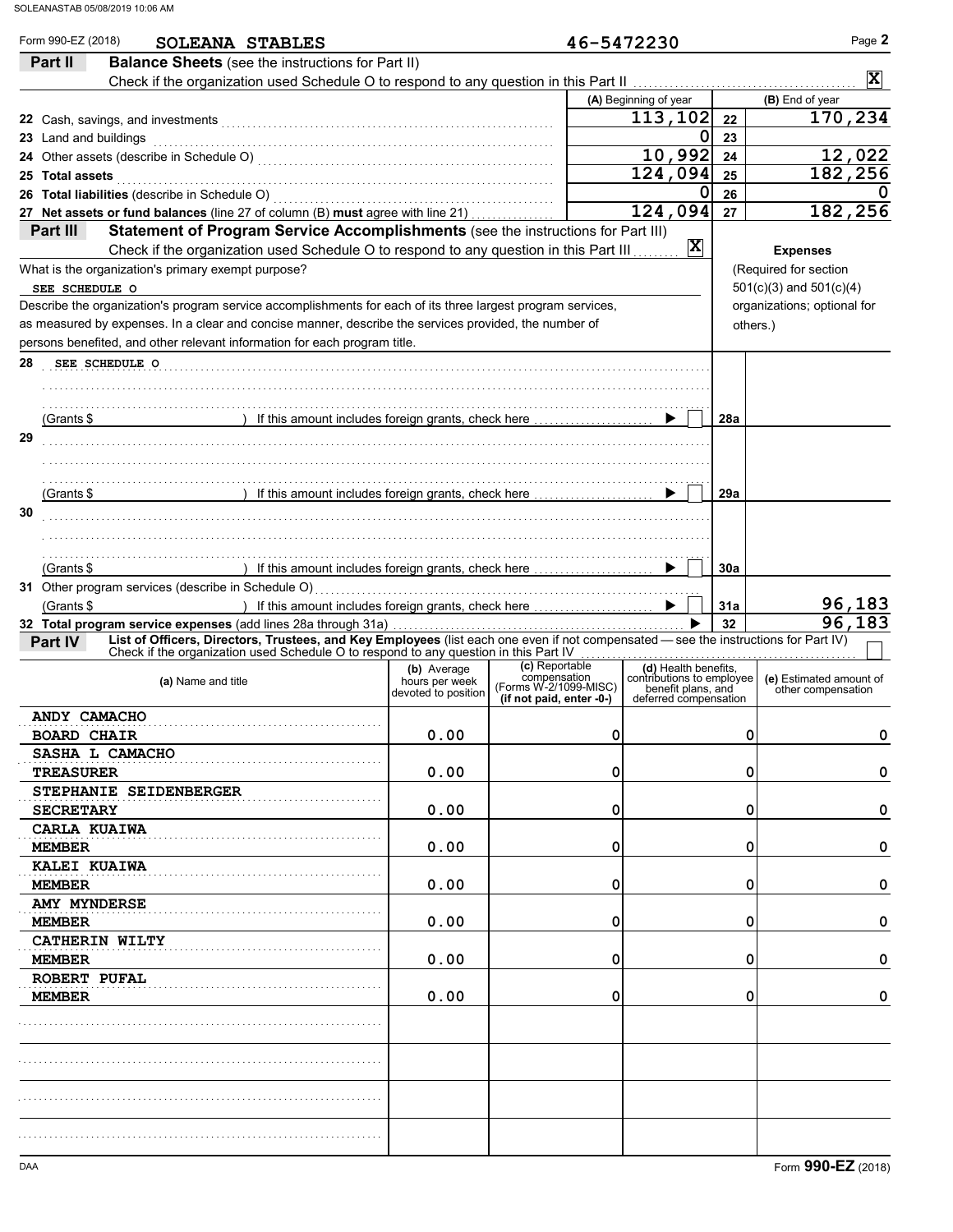Form 990-EZ (2018) **SOLEANA STABLES** 46-5472230 Page **2**

## Part II Balance Sheets (see the instructions for Part II)

Check if the organization used Schedule O to respond to any question in this Part II [X]

| | (A) Beginning of year | | (B) End of year |
|---|---|---|---|
| 22 Cash, savings, and investments | 113,102 | 22 | 170,234 |
| 23 Land and buildings | 0 | 23 | |
| 24 Other assets (describe in Schedule O) | 10,992 | 24 | 12,022 |
| 25 **Total assets** | 124,094 | 25 | 182,256 |
| 26 **Total liabilities** (describe in Schedule O) | 0 | 26 | 0 |
| 27 **Net assets or fund balances** (line 27 of column (B) **must** agree with line 21) | 124,094 | 27 | 182,256 |

## Part III Statement of Program Service Accomplishments (see the instructions for Part III)

Check if the organization used Schedule O to respond to any question in this Part III [X]

**Expenses** (Required for section 501(c)(3) and 501(c)(4) organizations; optional for others.)

What is the organization's primary exempt purpose?
SEE SCHEDULE O

Describe the organization's program service accomplishments for each of its three largest program services, as measured by expenses. In a clear and concise manner, describe the services provided, the number of persons benefited, and other relevant information for each program title.

| | | | |
|---|---|---|---|
| 28 | SEE SCHEDULE O | | |
| | (Grants $ ) If this amount includes foreign grants, check here ▶ [ ] | 28a | |
| 29 | | | |
| | (Grants $ ) If this amount includes foreign grants, check here ▶ [ ] | 29a | |
| 30 | | | |
| | (Grants $ ) If this amount includes foreign grants, check here ▶ [ ] | 30a | |
| 31 | Other program services (describe in Schedule O) | | |
| | (Grants $ ) If this amount includes foreign grants, check here ▶ [ ] | 31a | 96,183 |
| 32 | **Total program service expenses** (add lines 28a through 31a) ▶ | 32 | 96,183 |

## Part IV List of Officers, Directors, Trustees, and Key Employees (list each one even if not compensated — see the instructions for Part IV)

Check if the organization used Schedule O to respond to any question in this Part IV [ ]

| (a) Name and title | (b) Average hours per week devoted to position | (c) Reportable compensation (Forms W-2/1099-MISC) (if not paid, enter -0-) | (d) Health benefits, contributions to employee benefit plans, and deferred compensation | (e) Estimated amount of other compensation |
|---|---|---|---|---|
| ANDY CAMACHO<br>BOARD CHAIR | 0.00 | 0 | 0 | 0 |
| SASHA L CAMACHO<br>TREASURER | 0.00 | 0 | 0 | 0 |
| STEPHANIE SEIDENBERGER<br>SECRETARY | 0.00 | 0 | 0 | 0 |
| CARLA KUAIWA<br>MEMBER | 0.00 | 0 | 0 | 0 |
| KALEI KUAIWA<br>MEMBER | 0.00 | 0 | 0 | 0 |
| AMY MYNDERSE<br>MEMBER | 0.00 | 0 | 0 | 0 |
| CATHERIN WILTY<br>MEMBER | 0.00 | 0 | 0 | 0 |
| ROBERT PUFAL<br>MEMBER | 0.00 | 0 | 0 | 0 |
| | | | | |
| | | | | |
| | | | | |
| | | | | |

DAA Form **990-EZ** (2018)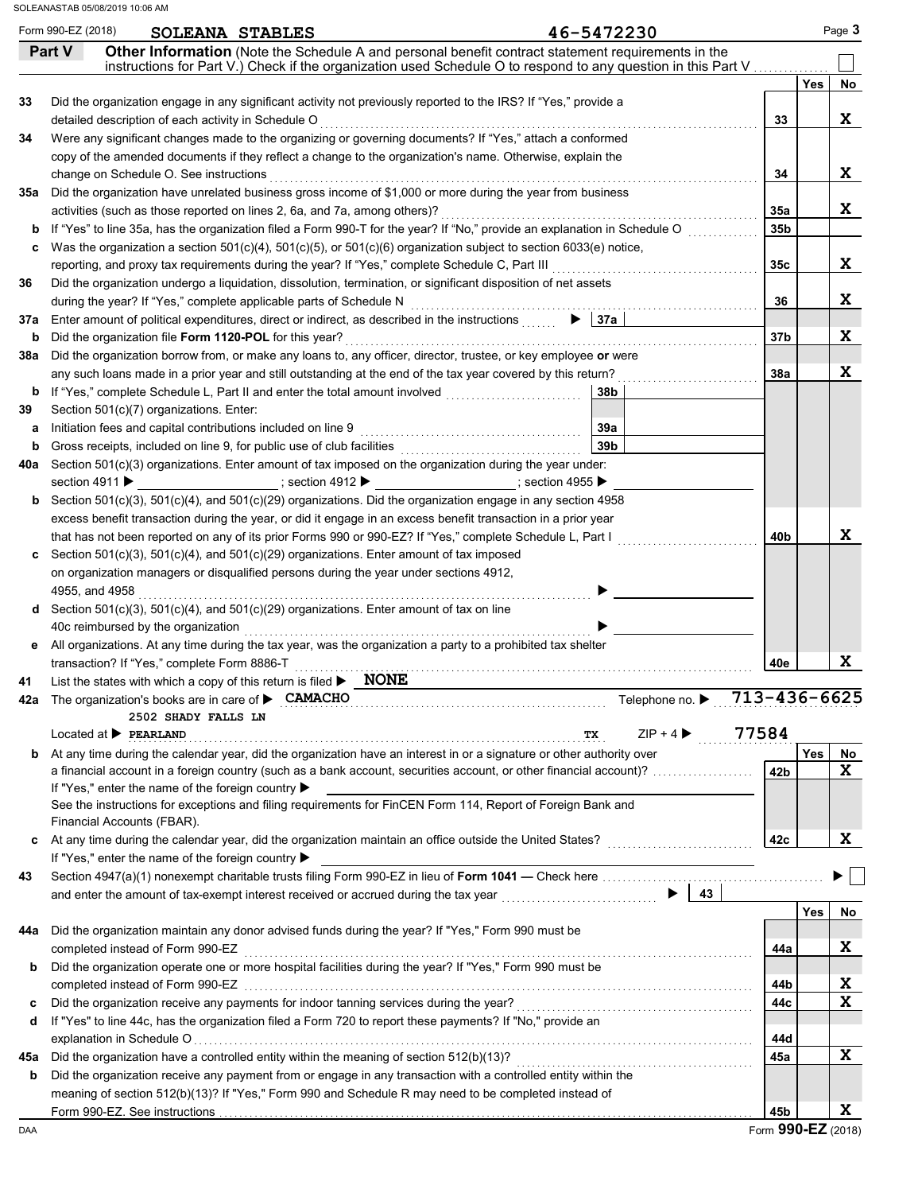Form 990-EZ (2018) **SOLEANA STABLES** 46-5472230

## Part V Other Information

(Note the Schedule A and personal benefit contract statement requirements in the instructions for Part V.) Check if the organization used Schedule O to respond to any question in this Part V ☐

| | | Line | Yes | No |
|---|---|---|---|---|
| 33 | Did the organization engage in any significant activity not previously reported to the IRS? If "Yes," provide a detailed description of each activity in Schedule O | 33 | | X |
| 34 | Were any significant changes made to the organizing or governing documents? If "Yes," attach a conformed copy of the amended documents if they reflect a change to the organization's name. Otherwise, explain the change on Schedule O. See instructions | 34 | | X |
| 35a | Did the organization have unrelated business gross income of $1,000 or more during the year from business activities (such as those reported on lines 2, 6a, and 7a, among others)? | 35a | | X |
| b | If "Yes" to line 35a, has the organization filed a Form 990-T for the year? If "No," provide an explanation in Schedule O | 35b | | |
| c | Was the organization a section 501(c)(4), 501(c)(5), or 501(c)(6) organization subject to section 6033(e) notice, reporting, and proxy tax requirements during the year? If "Yes," complete Schedule C, Part III | 35c | | X |
| 36 | Did the organization undergo a liquidation, dissolution, termination, or significant disposition of net assets during the year? If "Yes," complete applicable parts of Schedule N | 36 | | X |
| 37a | Enter amount of political expenditures, direct or indirect, as described in the instructions ▶ 37a | | | |
| b | Did the organization file **Form 1120-POL** for this year? | 37b | | X |
| 38a | Did the organization borrow from, or make any loans to, any officer, director, trustee, or key employee **or** were any such loans made in a prior year and still outstanding at the end of the tax year covered by this return? | 38a | | X |
| b | If "Yes," complete Schedule L, Part II and enter the total amount involved 38b | | | |
| 39 | Section 501(c)(7) organizations. Enter: | | | |
| a | Initiation fees and capital contributions included on line 9 39a | | | |
| b | Gross receipts, included on line 9, for public use of club facilities 39b | | | |
| 40a | Section 501(c)(3) organizations. Enter amount of tax imposed on the organization during the year under: section 4911 ▶ ; section 4912 ▶ ; section 4955 ▶ | | | |
| b | Section 501(c)(3), 501(c)(4), and 501(c)(29) organizations. Did the organization engage in any section 4958 excess benefit transaction during the year, or did it engage in an excess benefit transaction in a prior year that has not been reported on any of its prior Forms 990 or 990-EZ? If "Yes," complete Schedule L, Part I | 40b | | X |
| c | Section 501(c)(3), 501(c)(4), and 501(c)(29) organizations. Enter amount of tax imposed on organization managers or disqualified persons during the year under sections 4912, 4955, and 4958 ▶ | | | |
| d | Section 501(c)(3), 501(c)(4), and 501(c)(29) organizations. Enter amount of tax on line 40c reimbursed by the organization ▶ | | | |
| e | All organizations. At any time during the tax year, was the organization a party to a prohibited tax shelter transaction? If "Yes," complete Form 8886-T | 40e | | X |

41 List the states with which a copy of this return is filed ▶ **NONE**

42a The organization's books are in care of ▶ **CAMACHO** Telephone no. ▶ **713-436-6625**
**2502 SHADY FALLS LN**
Located at ▶ **PEARLAND** **TX** ZIP + 4 ▶ **77584**

| | | Line | Yes | No |
|---|---|---|---|---|
| b | At any time during the calendar year, did the organization have an interest in or a signature or other authority over a financial account in a foreign country (such as a bank account, securities account, or other financial account)? If "Yes," enter the name of the foreign country ▶ See the instructions for exceptions and filing requirements for FinCEN Form 114, Report of Foreign Bank and Financial Accounts (FBAR). | 42b | | X |
| c | At any time during the calendar year, did the organization maintain an office outside the United States? If "Yes," enter the name of the foreign country ▶ | 42c | | X |

43 Section 4947(a)(1) nonexempt charitable trusts filing Form 990-EZ in lieu of **Form 1041** — Check here ▶ ☐ and enter the amount of tax-exempt interest received or accrued during the tax year ▶ 43

| | | Line | Yes | No |
|---|---|---|---|---|
| 44a | Did the organization maintain any donor advised funds during the year? If "Yes," Form 990 must be completed instead of Form 990-EZ | 44a | | X |
| b | Did the organization operate one or more hospital facilities during the year? If "Yes," Form 990 must be completed instead of Form 990-EZ | 44b | | X |
| c | Did the organization receive any payments for indoor tanning services during the year? | 44c | | X |
| d | If "Yes" to line 44c, has the organization filed a Form 720 to report these payments? If "No," provide an explanation in Schedule O | 44d | | |
| 45a | Did the organization have a controlled entity within the meaning of section 512(b)(13)? | 45a | | X |
| b | Did the organization receive any payment from or engage in any transaction with a controlled entity within the meaning of section 512(b)(13)? If "Yes," Form 990 and Schedule R may need to be completed instead of Form 990-EZ. See instructions | 45b | | X |

Form **990-EZ** (2018)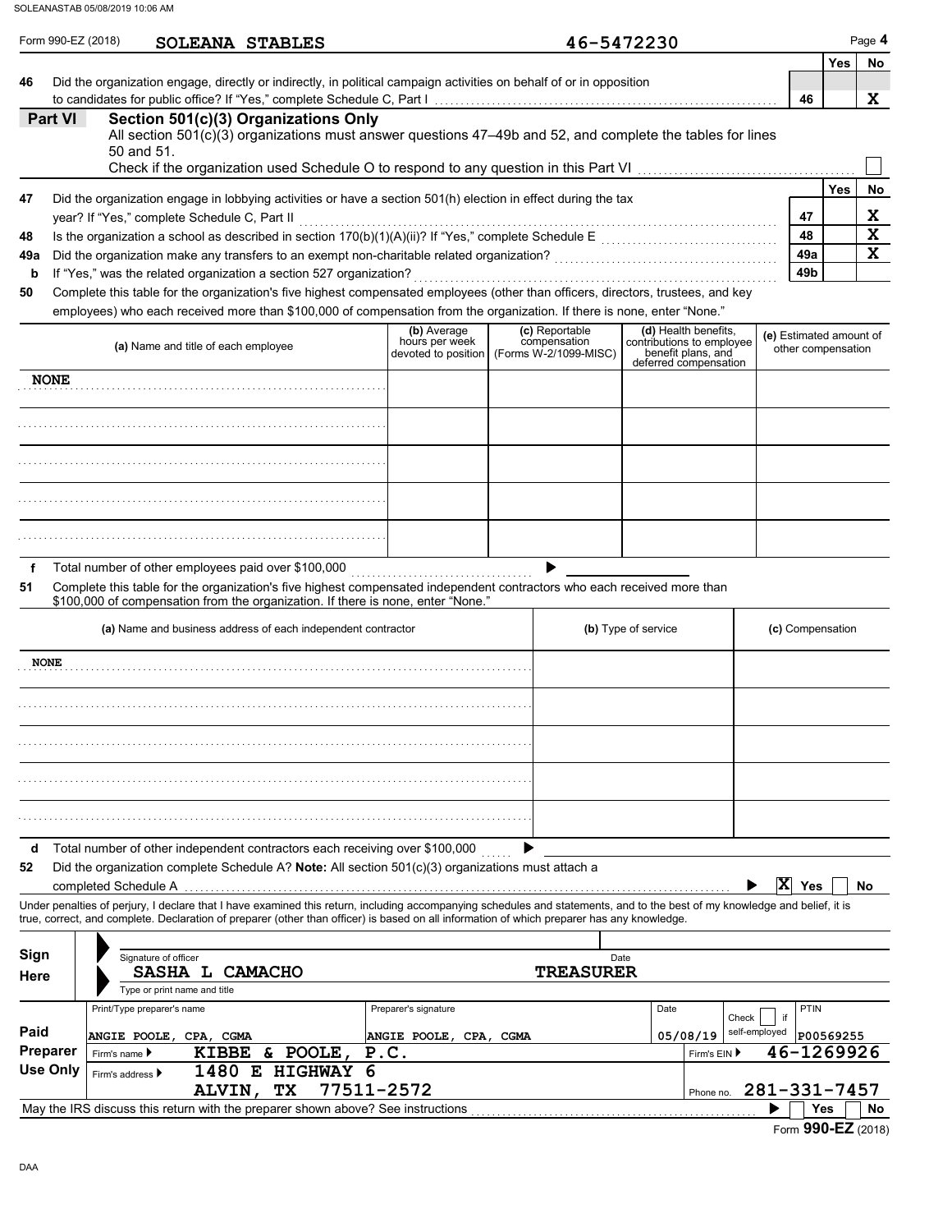Form 990-EZ (2018) **SOLEANA STABLES** 46-5472230

| | | | Yes | No |
|---|---|---|---|---|
| 46 | Did the organization engage, directly or indirectly, in political campaign activities on behalf of or in opposition to candidates for public office? If "Yes," complete Schedule C, Part I | 46 | | X |

## Part VI Section 501(c)(3) Organizations Only

All section 501(c)(3) organizations must answer questions 47–49b and 52, and complete the tables for lines 50 and 51.

Check if the organization used Schedule O to respond to any question in this Part VI ☐

| | | | Yes | No |
|---|---|---|---|---|
| 47 | Did the organization engage in lobbying activities or have a section 501(h) election in effect during the tax year? If "Yes," complete Schedule C, Part II | 47 | | X |
| 48 | Is the organization a school as described in section 170(b)(1)(A)(ii)? If "Yes," complete Schedule E | 48 | | X |
| 49a | Did the organization make any transfers to an exempt non-charitable related organization? | 49a | | X |
| b | If "Yes," was the related organization a section 527 organization? | 49b | | |

**50** Complete this table for the organization's five highest compensated employees (other than officers, directors, trustees, and key employees) who each received more than $100,000 of compensation from the organization. If there is none, enter "None."

| (a) Name and title of each employee | (b) Average hours per week devoted to position | (c) Reportable compensation (Forms W-2/1099-MISC) | (d) Health benefits, contributions to employee benefit plans, and deferred compensation | (e) Estimated amount of other compensation |
|---|---|---|---|---|
| NONE | | | | |
| | | | | |
| | | | | |
| | | | | |
| | | | | |

**f** Total number of other employees paid over $100,000 ▶

**51** Complete this table for the organization's five highest compensated independent contractors who each received more than $100,000 of compensation from the organization. If there is none, enter "None."

| (a) Name and business address of each independent contractor | (b) Type of service | (c) Compensation |
|---|---|---|
| NONE | | |
| | | |
| | | |
| | | |
| | | |

**d** Total number of other independent contractors each receiving over $100,000 ▶

**52** Did the organization complete Schedule A? **Note:** All section 501(c)(3) organizations must attach a completed Schedule A ▶ [X] Yes [ ] No

Under penalties of perjury, I declare that I have examined this return, including accompanying schedules and statements, and to the best of my knowledge and belief, it is true, correct, and complete. Declaration of preparer (other than officer) is based on all information of which preparer has any knowledge.

**Sign Here**

Signature of officer | Date

SASHA L CAMACHO TREASURER

Type or print name and title

**Paid Preparer Use Only**

| Print/Type preparer's name | Preparer's signature | Date | Check ☐ if self-employed | PTIN |
|---|---|---|---|---|
| ANGIE POOLE, CPA, CGMA | ANGIE POOLE, CPA, CGMA | 05/08/19 | | P00569255 |

Firm's name ▶ KIBBE & POOLE, P.C. Firm's EIN ▶ 46-1269926

Firm's address ▶ 1480 E HIGHWAY 6, ALVIN, TX 77511-2572 Phone no. 281-331-7457

May the IRS discuss this return with the preparer shown above? See instructions ▶ ☐ Yes ☐ No

Form **990-EZ** (2018)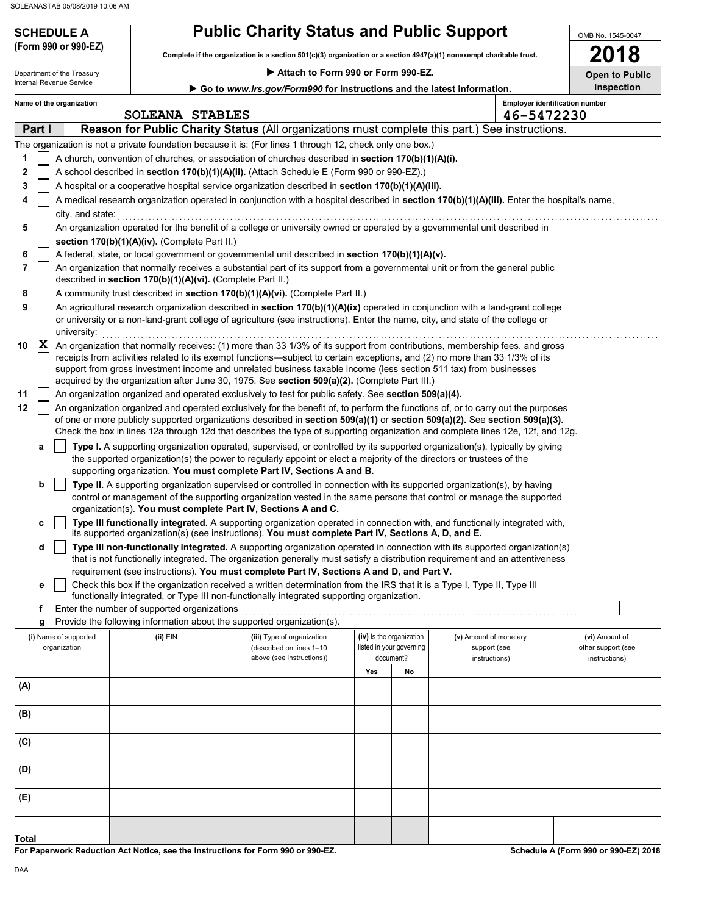**SCHEDULE A**
**(Form 990 or 990-EZ)**

Department of the Treasury
Internal Revenue Service

# Public Charity Status and Public Support

**Complete if the organization is a section 501(c)(3) organization or a section 4947(a)(1) nonexempt charitable trust.**

▶ **Attach to Form 990 or Form 990-EZ.**

▶ **Go to *www.irs.gov/Form990* for instructions and the latest information.**

OMB No. 1545-0047

**2018**

**Open to Public Inspection**

**Name of the organization**
SOLEANA STABLES

**Employer identification number**
46-5472230

## Part I Reason for Public Charity Status (All organizations must complete this part.) See instructions.

The organization is not a private foundation because it is: (For lines 1 through 12, check only one box.)

1 [ ] A church, convention of churches, or association of churches described in **section 170(b)(1)(A)(i).**

2 [ ] A school described in **section 170(b)(1)(A)(ii).** (Attach Schedule E (Form 990 or 990-EZ).)

3 [ ] A hospital or a cooperative hospital service organization described in **section 170(b)(1)(A)(iii).**

4 [ ] A medical research organization operated in conjunction with a hospital described in **section 170(b)(1)(A)(iii).** Enter the hospital's name, city, and state:

5 [ ] An organization operated for the benefit of a college or university owned or operated by a governmental unit described in **section 170(b)(1)(A)(iv).** (Complete Part II.)

6 [ ] A federal, state, or local government or governmental unit described in **section 170(b)(1)(A)(v).**

7 [ ] An organization that normally receives a substantial part of its support from a governmental unit or from the general public described in **section 170(b)(1)(A)(vi).** (Complete Part II.)

8 [ ] A community trust described in **section 170(b)(1)(A)(vi).** (Complete Part II.)

9 [ ] An agricultural research organization described in **section 170(b)(1)(A)(ix)** operated in conjunction with a land-grant college or university or a non-land-grant college of agriculture (see instructions). Enter the name, city, and state of the college or university:

10 [X] An organization that normally receives: (1) more than 33 1/3% of its support from contributions, membership fees, and gross receipts from activities related to its exempt functions—subject to certain exceptions, and (2) no more than 33 1/3% of its support from gross investment income and unrelated business taxable income (less section 511 tax) from businesses acquired by the organization after June 30, 1975. See **section 509(a)(2).** (Complete Part III.)

11 [ ] An organization organized and operated exclusively to test for public safety. See **section 509(a)(4).**

12 [ ] An organization organized and operated exclusively for the benefit of, to perform the functions of, or to carry out the purposes of one or more publicly supported organizations described in **section 509(a)(1)** or **section 509(a)(2).** See **section 509(a)(3).** Check the box in lines 12a through 12d that describes the type of supporting organization and complete lines 12e, 12f, and 12g.

a [ ] **Type I.** A supporting organization operated, supervised, or controlled by its supported organization(s), typically by giving the supported organization(s) the power to regularly appoint or elect a majority of the directors or trustees of the supporting organization. **You must complete Part IV, Sections A and B.**

b [ ] **Type II.** A supporting organization supervised or controlled in connection with its supported organization(s), by having control or management of the supporting organization vested in the same persons that control or manage the supported organization(s). **You must complete Part IV, Sections A and C.**

c [ ] **Type III functionally integrated.** A supporting organization operated in connection with, and functionally integrated with, its supported organization(s) (see instructions). **You must complete Part IV, Sections A, D, and E.**

d [ ] **Type III non-functionally integrated.** A supporting organization operated in connection with its supported organization(s) that is not functionally integrated. The organization generally must satisfy a distribution requirement and an attentiveness requirement (see instructions). **You must complete Part IV, Sections A and D, and Part V.**

e [ ] Check this box if the organization received a written determination from the IRS that it is a Type I, Type II, Type III functionally integrated, or Type III non-functionally integrated supporting organization.

f Enter the number of supported organizations

g Provide the following information about the supported organization(s).

| (i) Name of supported organization | (ii) EIN | (iii) Type of organization (described on lines 1–10 above (see instructions)) | (iv) Is the organization listed in your governing document? | | (v) Amount of monetary support (see instructions) | (vi) Amount of other support (see instructions) |
|---|---|---|---|---|---|---|
| | | | Yes | No | | |
| (A) | | | | | | |
| (B) | | | | | | |
| (C) | | | | | | |
| (D) | | | | | | |
| (E) | | | | | | |
| Total | | | | | | |

**For Paperwork Reduction Act Notice, see the Instructions for Form 990 or 990-EZ.**

**Schedule A (Form 990 or 990-EZ) 2018**

DAA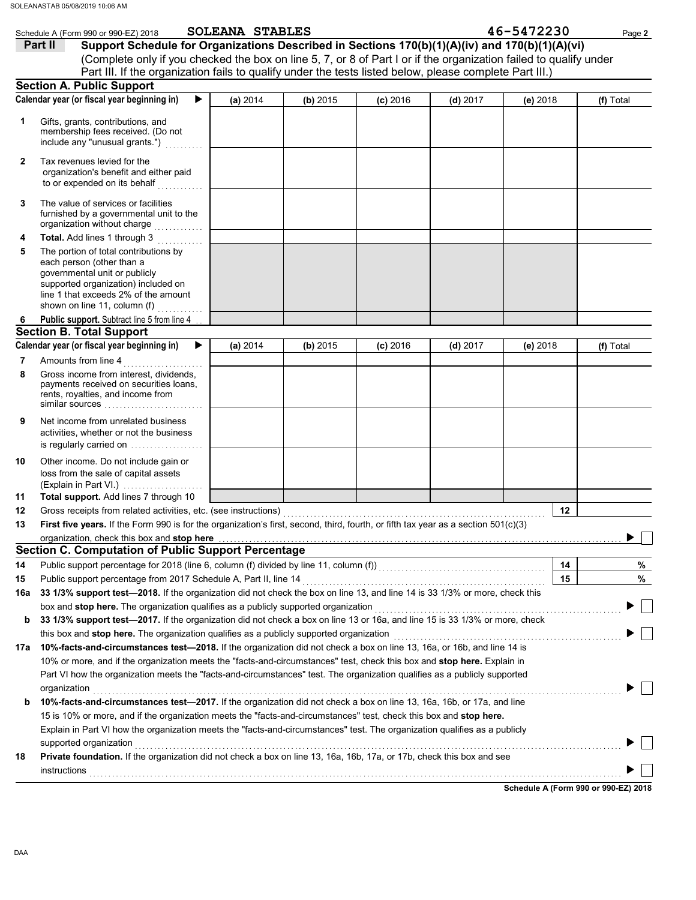Schedule A (Form 990 or 990-EZ) 2018 SOLEANA STABLES 46-5472230

## Part II Support Schedule for Organizations Described in Sections 170(b)(1)(A)(iv) and 170(b)(1)(A)(vi)

(Complete only if you checked the box on line 5, 7, or 8 of Part I or if the organization failed to qualify under Part III. If the organization fails to qualify under the tests listed below, please complete Part III.)

### Section A. Public Support

| Calendar year (or fiscal year beginning in) ▶ | (a) 2014 | (b) 2015 | (c) 2016 | (d) 2017 | (e) 2018 | (f) Total |
|---|---|---|---|---|---|---|
| 1 Gifts, grants, contributions, and membership fees received. (Do not include any "unusual grants.") | | | | | | |
| 2 Tax revenues levied for the organization's benefit and either paid to or expended on its behalf | | | | | | |
| 3 The value of services or facilities furnished by a governmental unit to the organization without charge | | | | | | |
| 4 **Total.** Add lines 1 through 3 | | | | | | |
| 5 The portion of total contributions by each person (other than a governmental unit or publicly supported organization) included on line 1 that exceeds 2% of the amount shown on line 11, column (f) | | | | | | |
| 6 **Public support.** Subtract line 5 from line 4 | | | | | | |

### Section B. Total Support

| Calendar year (or fiscal year beginning in) ▶ | (a) 2014 | (b) 2015 | (c) 2016 | (d) 2017 | (e) 2018 | (f) Total |
|---|---|---|---|---|---|---|
| 7 Amounts from line 4 | | | | | | |
| 8 Gross income from interest, dividends, payments received on securities loans, rents, royalties, and income from similar sources | | | | | | |
| 9 Net income from unrelated business activities, whether or not the business is regularly carried on | | | | | | |
| 10 Other income. Do not include gain or loss from the sale of capital assets (Explain in Part VI.) | | | | | | |
| 11 **Total support.** Add lines 7 through 10 | | | | | | |

12 Gross receipts from related activities, etc. (see instructions) | 12 |

13 **First five years.** If the Form 990 is for the organization's first, second, third, fourth, or fifth tax year as a section 501(c)(3) organization, check this box and **stop here** ▶ ☐

### Section C. Computation of Public Support Percentage

14 Public support percentage for 2018 (line 6, column (f) divided by line 11, column (f)) | 14 | %

15 Public support percentage from 2017 Schedule A, Part II, line 14 | 15 | %

16a **33 1/3% support test—2018.** If the organization did not check the box on line 13, and line 14 is 33 1/3% or more, check this box and **stop here.** The organization qualifies as a publicly supported organization ▶ ☐

b **33 1/3% support test—2017.** If the organization did not check a box on line 13 or 16a, and line 15 is 33 1/3% or more, check this box and **stop here.** The organization qualifies as a publicly supported organization ▶ ☐

17a **10%-facts-and-circumstances test—2018.** If the organization did not check a box on line 13, 16a, or 16b, and line 14 is 10% or more, and if the organization meets the "facts-and-circumstances" test, check this box and **stop here.** Explain in Part VI how the organization meets the "facts-and-circumstances" test. The organization qualifies as a publicly supported organization ▶ ☐

b **10%-facts-and-circumstances test—2017.** If the organization did not check a box on line 13, 16a, 16b, or 17a, and line 15 is 10% or more, and if the organization meets the "facts-and-circumstances" test, check this box and **stop here.** Explain in Part VI how the organization meets the "facts-and-circumstances" test. The organization qualifies as a publicly supported organization ▶ ☐

18 **Private foundation.** If the organization did not check a box on line 13, 16a, 16b, 17a, or 17b, check this box and see instructions ▶ ☐

**Schedule A (Form 990 or 990-EZ) 2018**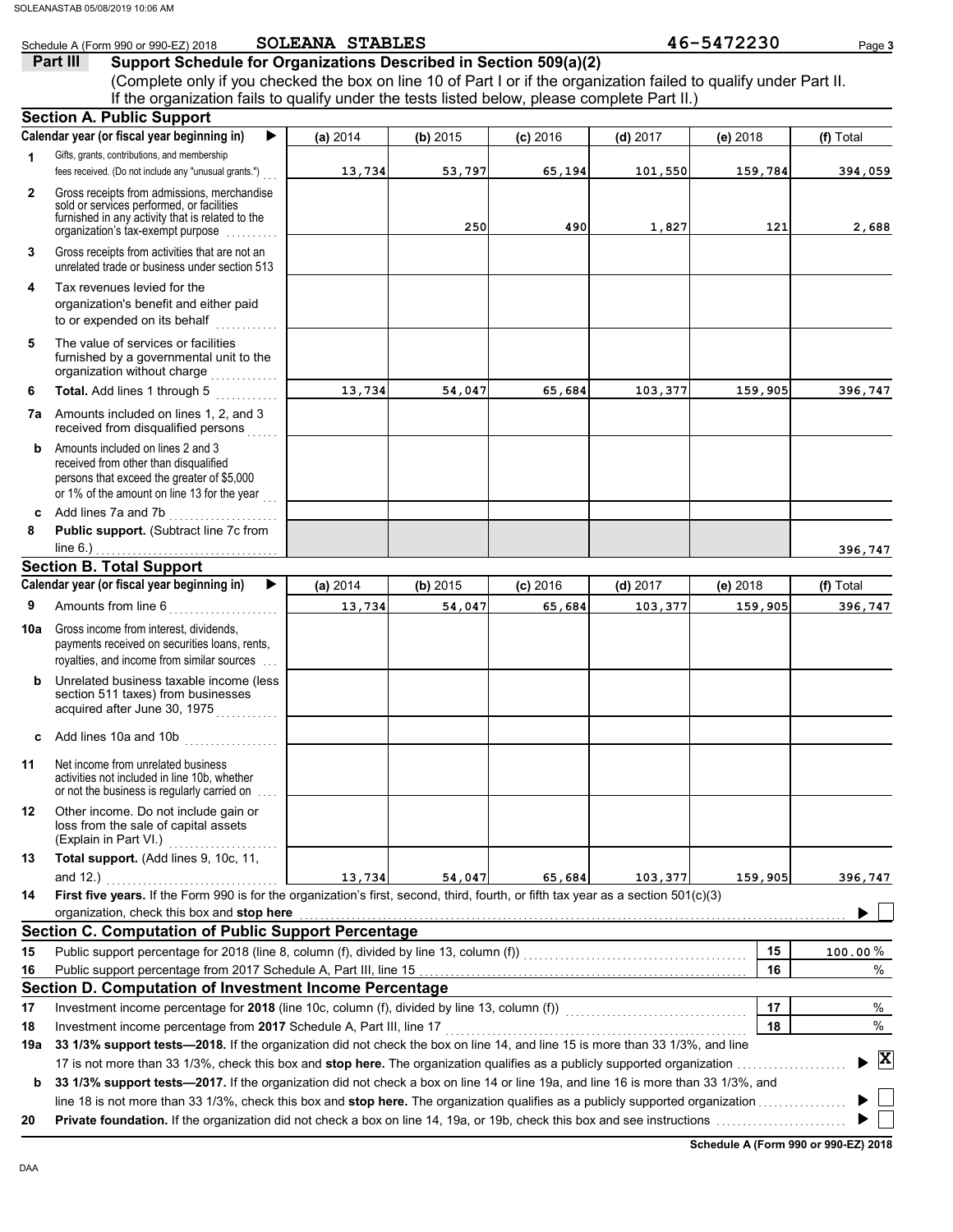Schedule A (Form 990 or 990-EZ) 2018 **SOLEANA STABLES** **46-5472230**

## Part III Support Schedule for Organizations Described in Section 509(a)(2)

(Complete only if you checked the box on line 10 of Part I or if the organization failed to qualify under Part II. If the organization fails to qualify under the tests listed below, please complete Part II.)

### Section A. Public Support

| Calendar year (or fiscal year beginning in) ▶ | (a) 2014 | (b) 2015 | (c) 2016 | (d) 2017 | (e) 2018 | (f) Total |
|---|---|---|---|---|---|---|
| **1** Gifts, grants, contributions, and membership fees received. (Do not include any "unusual grants.") | 13,734 | 53,797 | 65,194 | 101,550 | 159,784 | 394,059 |
| **2** Gross receipts from admissions, merchandise sold or services performed, or facilities furnished in any activity that is related to the organization's tax-exempt purpose | | 250 | 490 | 1,827 | 121 | 2,688 |
| **3** Gross receipts from activities that are not an unrelated trade or business under section 513 | | | | | | |
| **4** Tax revenues levied for the organization's benefit and either paid to or expended on its behalf | | | | | | |
| **5** The value of services or facilities furnished by a governmental unit to the organization without charge | | | | | | |
| **6** **Total.** Add lines 1 through 5 | 13,734 | 54,047 | 65,684 | 103,377 | 159,905 | 396,747 |
| **7a** Amounts included on lines 1, 2, and 3 received from disqualified persons | | | | | | |
| **b** Amounts included on lines 2 and 3 received from other than disqualified persons that exceed the greater of $5,000 or 1% of the amount on line 13 for the year | | | | | | |
| **c** Add lines 7a and 7b | | | | | | |
| **8** **Public support.** (Subtract line 7c from line 6.) | | | | | | 396,747 |

### Section B. Total Support

| Calendar year (or fiscal year beginning in) ▶ | (a) 2014 | (b) 2015 | (c) 2016 | (d) 2017 | (e) 2018 | (f) Total |
|---|---|---|---|---|---|---|
| **9** Amounts from line 6 | 13,734 | 54,047 | 65,684 | 103,377 | 159,905 | 396,747 |
| **10a** Gross income from interest, dividends, payments received on securities loans, rents, royalties, and income from similar sources | | | | | | |
| **b** Unrelated business taxable income (less section 511 taxes) from businesses acquired after June 30, 1975 | | | | | | |
| **c** Add lines 10a and 10b | | | | | | |
| **11** Net income from unrelated business activities not included in line 10b, whether or not the business is regularly carried on | | | | | | |
| **12** Other income. Do not include gain or loss from the sale of capital assets (Explain in Part VI.) | | | | | | |
| **13** **Total support.** (Add lines 9, 10c, 11, and 12.) | 13,734 | 54,047 | 65,684 | 103,377 | 159,905 | 396,747 |

**14** **First five years.** If the Form 990 is for the organization's first, second, third, fourth, or fifth tax year as a section 501(c)(3) organization, check this box and **stop here** ▶ ☐

### Section C. Computation of Public Support Percentage

| | | | |
|---|---|---|---|
| **15** | Public support percentage for 2018 (line 8, column (f), divided by line 13, column (f)) | 15 | 100.00 % |
| **16** | Public support percentage from 2017 Schedule A, Part III, line 15 | 16 | % |

### Section D. Computation of Investment Income Percentage

| | | | |
|---|---|---|---|
| **17** | Investment income percentage for **2018** (line 10c, column (f), divided by line 13, column (f)) | 17 | % |
| **18** | Investment income percentage from **2017** Schedule A, Part III, line 17 | 18 | % |

**19a** **33 1/3% support tests—2018.** If the organization did not check the box on line 14, and line 15 is more than 33 1/3%, and line 17 is not more than 33 1/3%, check this box and **stop here.** The organization qualifies as a publicly supported organization ▶ ☒

**b** **33 1/3% support tests—2017.** If the organization did not check a box on line 14 or line 19a, and line 16 is more than 33 1/3%, and line 18 is not more than 33 1/3%, check this box and **stop here.** The organization qualifies as a publicly supported organization ▶ ☐

**20** **Private foundation.** If the organization did not check a box on line 14, 19a, or 19b, check this box and see instructions ▶ ☐

**Schedule A (Form 990 or 990-EZ) 2018**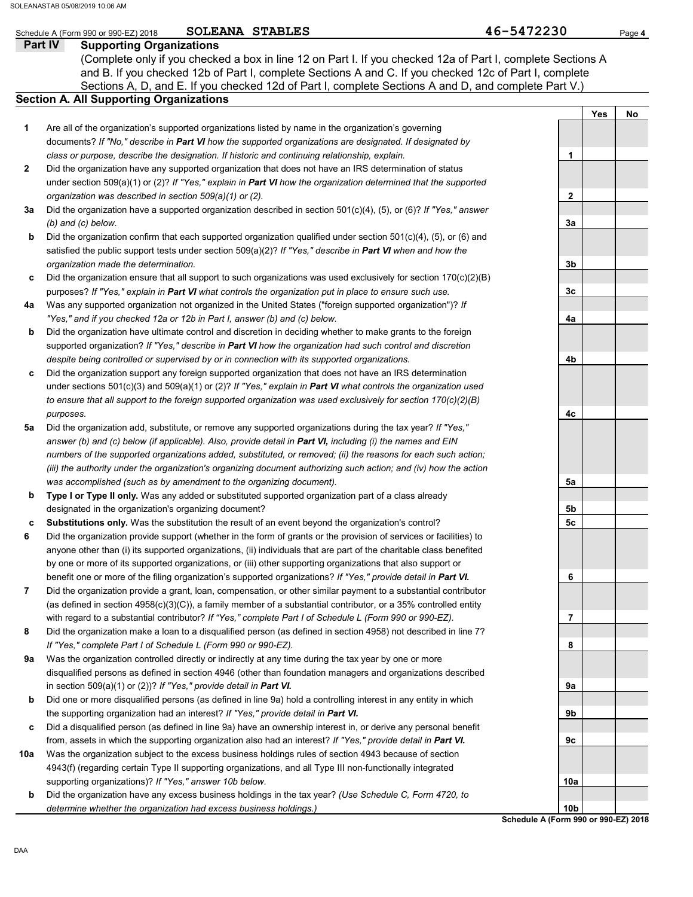Schedule A (Form 990 or 990-EZ) 2018 SOLEANA STABLES 46-5472230

## Part IV Supporting Organizations

(Complete only if you checked a box in line 12 on Part I. If you checked 12a of Part I, complete Sections A and B. If you checked 12b of Part I, complete Sections A and C. If you checked 12c of Part I, complete Sections A, D, and E. If you checked 12d of Part I, complete Sections A and D, and complete Part V.)

### Section A. All Supporting Organizations

| | | | Yes | No |
|---|---|---|---|---|
| **1** | Are all of the organization's supported organizations listed by name in the organization's governing documents? *If "No," describe in **Part VI** how the supported organizations are designated. If designated by class or purpose, describe the designation. If historic and continuing relationship, explain.* | 1 | | |
| **2** | Did the organization have any supported organization that does not have an IRS determination of status under section 509(a)(1) or (2)? *If "Yes," explain in **Part VI** how the organization determined that the supported organization was described in section 509(a)(1) or (2).* | 2 | | |
| **3a** | Did the organization have a supported organization described in section 501(c)(4), (5), or (6)? *If "Yes," answer (b) and (c) below.* | 3a | | |
| **b** | Did the organization confirm that each supported organization qualified under section 501(c)(4), (5), or (6) and satisfied the public support tests under section 509(a)(2)? *If "Yes," describe in **Part VI** when and how the organization made the determination.* | 3b | | |
| **c** | Did the organization ensure that all support to such organizations was used exclusively for section 170(c)(2)(B) purposes? *If "Yes," explain in **Part VI** what controls the organization put in place to ensure such use.* | 3c | | |
| **4a** | Was any supported organization not organized in the United States ("foreign supported organization")? *If "Yes," and if you checked 12a or 12b in Part I, answer (b) and (c) below.* | 4a | | |
| **b** | Did the organization have ultimate control and discretion in deciding whether to make grants to the foreign supported organization? *If "Yes," describe in **Part VI** how the organization had such control and discretion despite being controlled or supervised by or in connection with its supported organizations.* | 4b | | |
| **c** | Did the organization support any foreign supported organization that does not have an IRS determination under sections 501(c)(3) and 509(a)(1) or (2)? *If "Yes," explain in **Part VI** what controls the organization used to ensure that all support to the foreign supported organization was used exclusively for section 170(c)(2)(B) purposes.* | 4c | | |
| **5a** | Did the organization add, substitute, or remove any supported organizations during the tax year? *If "Yes," answer (b) and (c) below (if applicable). Also, provide detail in **Part VI,** including (i) the names and EIN numbers of the supported organizations added, substituted, or removed; (ii) the reasons for each such action; (iii) the authority under the organization's organizing document authorizing such action; and (iv) how the action was accomplished (such as by amendment to the organizing document).* | 5a | | |
| **b** | **Type I or Type II only.** Was any added or substituted supported organization part of a class already designated in the organization's organizing document? | 5b | | |
| **c** | **Substitutions only.** Was the substitution the result of an event beyond the organization's control? | 5c | | |
| **6** | Did the organization provide support (whether in the form of grants or the provision of services or facilities) to anyone other than (i) its supported organizations, (ii) individuals that are part of the charitable class benefited by one or more of its supported organizations, or (iii) other supporting organizations that also support or benefit one or more of the filing organization's supported organizations? *If "Yes," provide detail in **Part VI.*** | 6 | | |
| **7** | Did the organization provide a grant, loan, compensation, or other similar payment to a substantial contributor (as defined in section 4958(c)(3)(C)), a family member of a substantial contributor, or a 35% controlled entity with regard to a substantial contributor? *If "Yes," complete Part I of Schedule L (Form 990 or 990-EZ).* | 7 | | |
| **8** | Did the organization make a loan to a disqualified person (as defined in section 4958) not described in line 7? *If "Yes," complete Part I of Schedule L (Form 990 or 990-EZ).* | 8 | | |
| **9a** | Was the organization controlled directly or indirectly at any time during the tax year by one or more disqualified persons as defined in section 4946 (other than foundation managers and organizations described in section 509(a)(1) or (2))? *If "Yes," provide detail in **Part VI.*** | 9a | | |
| **b** | Did one or more disqualified persons (as defined in line 9a) hold a controlling interest in any entity in which the supporting organization had an interest? *If "Yes," provide detail in **Part VI.*** | 9b | | |
| **c** | Did a disqualified person (as defined in line 9a) have an ownership interest in, or derive any personal benefit from, assets in which the supporting organization also had an interest? *If "Yes," provide detail in **Part VI.*** | 9c | | |
| **10a** | Was the organization subject to the excess business holdings rules of section 4943 because of section 4943(f) (regarding certain Type II supporting organizations, and all Type III non-functionally integrated supporting organizations)? *If "Yes," answer 10b below.* | 10a | | |
| **b** | Did the organization have any excess business holdings in the tax year? *(Use Schedule C, Form 4720, to determine whether the organization had excess business holdings.)* | 10b | | |

**Schedule A (Form 990 or 990-EZ) 2018**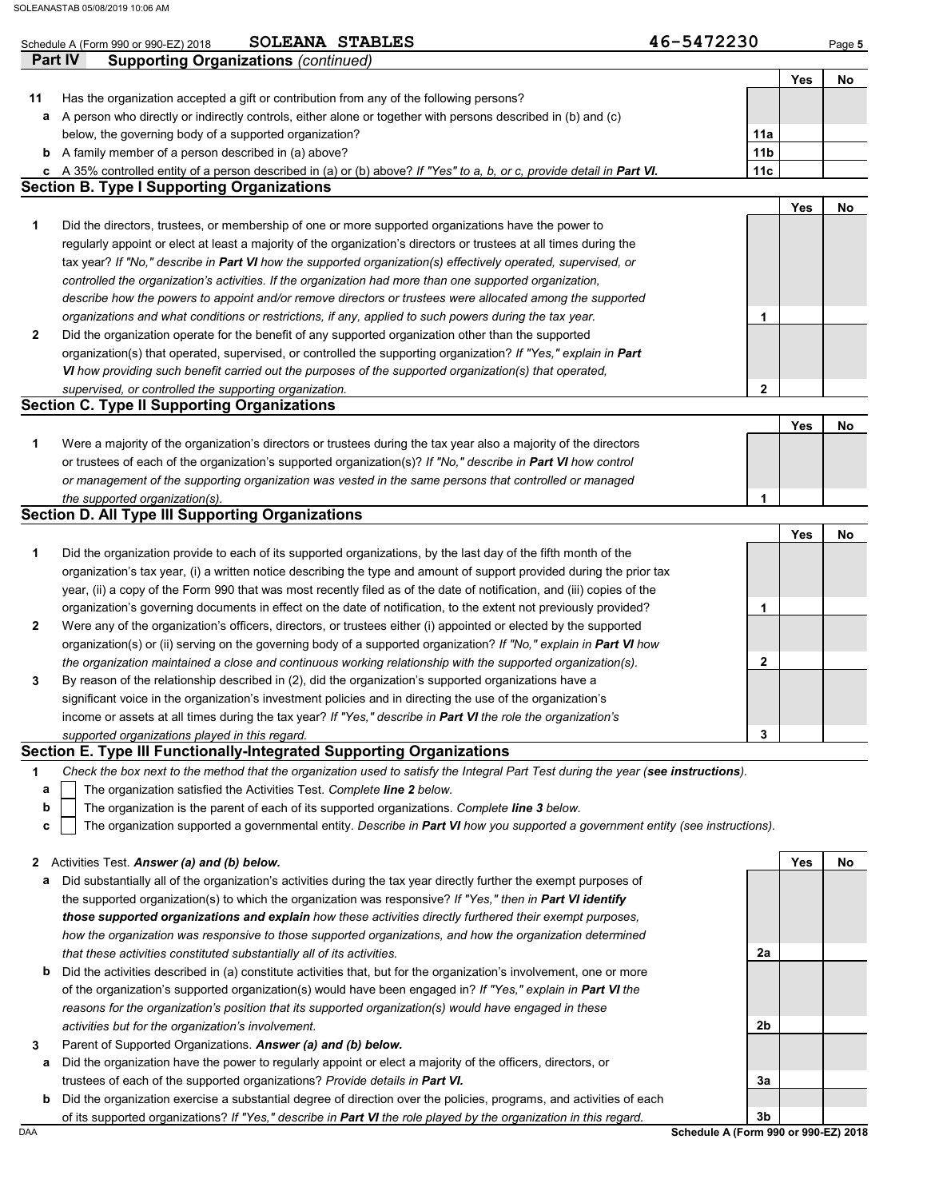Schedule A (Form 990 or 990-EZ) 2018 **SOLEANA STABLES** 46-5472230

## Part IV Supporting Organizations *(continued)*

| | | | Yes | No |
|---|---|---|---|---|
| **11** | Has the organization accepted a gift or contribution from any of the following persons? | | | |
| **a** | A person who directly or indirectly controls, either alone or together with persons described in (b) and (c) below, the governing body of a supported organization? | 11a | | |
| **b** | A family member of a person described in (a) above? | 11b | | |
| **c** | A 35% controlled entity of a person described in (a) or (b) above? *If "Yes" to a, b, or c, provide detail in **Part VI**.* | 11c | | |

### Section B. Type I Supporting Organizations

| | | | Yes | No |
|---|---|---|---|---|
| **1** | Did the directors, trustees, or membership of one or more supported organizations have the power to regularly appoint or elect at least a majority of the organization's directors or trustees at all times during the tax year? *If "No," describe in **Part VI** how the supported organization(s) effectively operated, supervised, or controlled the organization's activities. If the organization had more than one supported organization, describe how the powers to appoint and/or remove directors or trustees were allocated among the supported organizations and what conditions or restrictions, if any, applied to such powers during the tax year.* | 1 | | |
| **2** | Did the organization operate for the benefit of any supported organization other than the supported organization(s) that operated, supervised, or controlled the supporting organization? *If "Yes," explain in **Part VI** how providing such benefit carried out the purposes of the supported organization(s) that operated, supervised, or controlled the supporting organization.* | 2 | | |

### Section C. Type II Supporting Organizations

| | | | Yes | No |
|---|---|---|---|---|
| **1** | Were a majority of the organization's directors or trustees during the tax year also a majority of the directors or trustees of each of the organization's supported organization(s)? *If "No," describe in **Part VI** how control or management of the supporting organization was vested in the same persons that controlled or managed the supported organization(s).* | 1 | | |

### Section D. All Type III Supporting Organizations

| | | | Yes | No |
|---|---|---|---|---|
| **1** | Did the organization provide to each of its supported organizations, by the last day of the fifth month of the organization's tax year, (i) a written notice describing the type and amount of support provided during the prior tax year, (ii) a copy of the Form 990 that was most recently filed as of the date of notification, and (iii) copies of the organization's governing documents in effect on the date of notification, to the extent not previously provided? | 1 | | |
| **2** | Were any of the organization's officers, directors, or trustees either (i) appointed or elected by the supported organization(s) or (ii) serving on the governing body of a supported organization? *If "No," explain in **Part VI** how the organization maintained a close and continuous working relationship with the supported organization(s).* | 2 | | |
| **3** | By reason of the relationship described in (2), did the organization's supported organizations have a significant voice in the organization's investment policies and in directing the use of the organization's income or assets at all times during the tax year? *If "Yes," describe in **Part VI** the role the organization's supported organizations played in this regard.* | 3 | | |

### Section E. Type III Functionally-Integrated Supporting Organizations

**1** *Check the box next to the method that the organization used to satisfy the Integral Part Test during the year (**see instructions**).*

- **a** ☐ The organization satisfied the Activities Test. *Complete **line 2** below.*
- **b** ☐ The organization is the parent of each of its supported organizations. *Complete **line 3** below.*
- **c** ☐ The organization supported a governmental entity. *Describe in **Part VI** how you supported a government entity (see instructions).*

| | | | Yes | No |
|---|---|---|---|---|
| **2** | Activities Test. ***Answer (a) and (b) below.*** | | | |
| **a** | Did substantially all of the organization's activities during the tax year directly further the exempt purposes of the supported organization(s) to which the organization was responsive? *If "Yes," then in **Part VI identify those supported organizations and explain** how these activities directly furthered their exempt purposes, how the organization was responsive to those supported organizations, and how the organization determined that these activities constituted substantially all of its activities.* | 2a | | |
| **b** | Did the activities described in (a) constitute activities that, but for the organization's involvement, one or more of the organization's supported organization(s) would have been engaged in? *If "Yes," explain in **Part VI** the reasons for the organization's position that its supported organization(s) would have engaged in these activities but for the organization's involvement.* | 2b | | |
| **3** | Parent of Supported Organizations. ***Answer (a) and (b) below.*** | | | |
| **a** | Did the organization have the power to regularly appoint or elect a majority of the officers, directors, or trustees of each of the supported organizations? *Provide details in **Part VI.*** | 3a | | |
| **b** | Did the organization exercise a substantial degree of direction over the policies, programs, and activities of each of its supported organizations? *If "Yes," describe in **Part VI** the role played by the organization in this regard.* | 3b | | |

DAA **Schedule A (Form 990 or 990-EZ) 2018**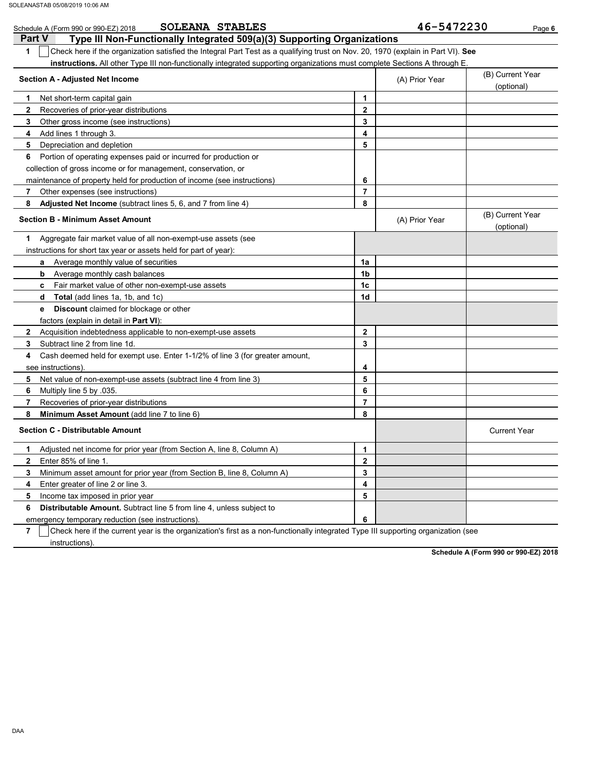Schedule A (Form 990 or 990-EZ) 2018 SOLEANA STABLES 46-5472230

## Part V Type III Non-Functionally Integrated 509(a)(3) Supporting Organizations

**1** ☐ Check here if the organization satisfied the Integral Part Test as a qualifying trust on Nov. 20, 1970 (explain in Part VI). **See instructions.** All other Type III non-functionally integrated supporting organizations must complete Sections A through E.

| Section A - Adjusted Net Income | | (A) Prior Year | (B) Current Year (optional) |
|---|---|---|---|
| 1 Net short-term capital gain | 1 | | |
| 2 Recoveries of prior-year distributions | 2 | | |
| 3 Other gross income (see instructions) | 3 | | |
| 4 Add lines 1 through 3. | 4 | | |
| 5 Depreciation and depletion | 5 | | |
| 6 Portion of operating expenses paid or incurred for production or collection of gross income or for management, conservation, or maintenance of property held for production of income (see instructions) | 6 | | |
| 7 Other expenses (see instructions) | 7 | | |
| 8 **Adjusted Net Income** (subtract lines 5, 6, and 7 from line 4) | 8 | | |

| Section B - Minimum Asset Amount | | (A) Prior Year | (B) Current Year (optional) |
|---|---|---|---|
| 1 Aggregate fair market value of all non-exempt-use assets (see instructions for short tax year or assets held for part of year): | | | |
| a Average monthly value of securities | 1a | | |
| b Average monthly cash balances | 1b | | |
| c Fair market value of other non-exempt-use assets | 1c | | |
| d **Total** (add lines 1a, 1b, and 1c) | 1d | | |
| e **Discount** claimed for blockage or other factors (explain in detail in **Part VI**): | | | |
| 2 Acquisition indebtedness applicable to non-exempt-use assets | 2 | | |
| 3 Subtract line 2 from line 1d. | 3 | | |
| 4 Cash deemed held for exempt use. Enter 1-1/2% of line 3 (for greater amount, see instructions). | 4 | | |
| 5 Net value of non-exempt-use assets (subtract line 4 from line 3) | 5 | | |
| 6 Multiply line 5 by .035. | 6 | | |
| 7 Recoveries of prior-year distributions | 7 | | |
| 8 **Minimum Asset Amount** (add line 7 to line 6) | 8 | | |

| Section C - Distributable Amount | | | Current Year |
|---|---|---|---|
| 1 Adjusted net income for prior year (from Section A, line 8, Column A) | 1 | | |
| 2 Enter 85% of line 1. | 2 | | |
| 3 Minimum asset amount for prior year (from Section B, line 8, Column A) | 3 | | |
| 4 Enter greater of line 2 or line 3. | 4 | | |
| 5 Income tax imposed in prior year | 5 | | |
| 6 **Distributable Amount.** Subtract line 5 from line 4, unless subject to emergency temporary reduction (see instructions). | 6 | | |

**7** ☐ Check here if the current year is the organization's first as a non-functionally integrated Type III supporting organization (see instructions).

**Schedule A (Form 990 or 990-EZ) 2018**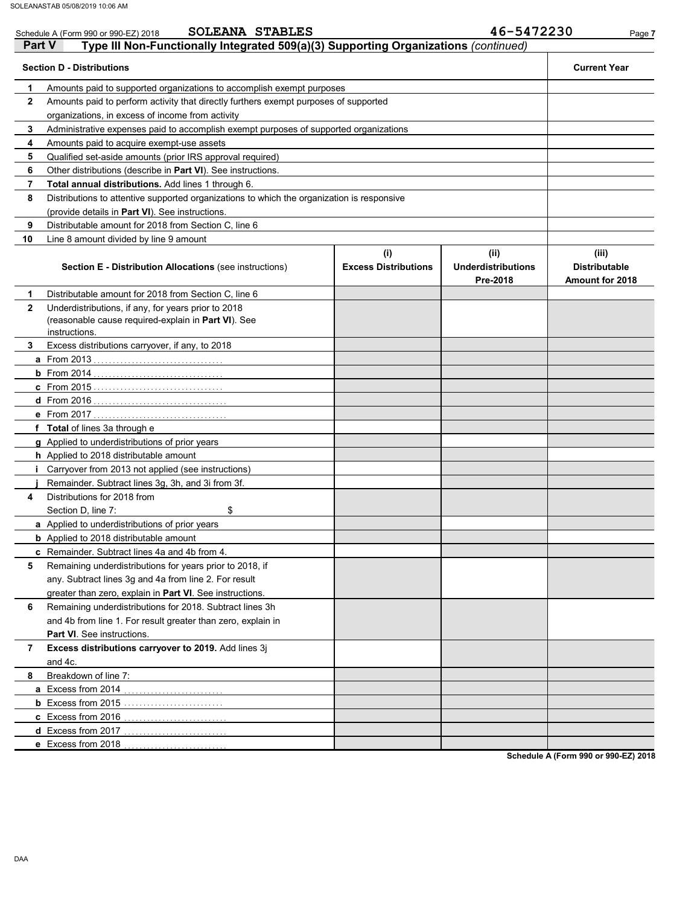Schedule A (Form 990 or 990-EZ) 2018 **SOLEANA STABLES** **46-5472230**

**Part V** **Type III Non-Functionally Integrated 509(a)(3) Supporting Organizations** *(continued)*

| **Section D - Distributions** | | **Current Year** |
|---|---|---|
| 1 | Amounts paid to supported organizations to accomplish exempt purposes | |
| 2 | Amounts paid to perform activity that directly furthers exempt purposes of supported organizations, in excess of income from activity | |
| 3 | Administrative expenses paid to accomplish exempt purposes of supported organizations | |
| 4 | Amounts paid to acquire exempt-use assets | |
| 5 | Qualified set-aside amounts (prior IRS approval required) | |
| 6 | Other distributions (describe in **Part VI**). See instructions. | |
| 7 | **Total annual distributions.** Add lines 1 through 6. | |
| 8 | Distributions to attentive supported organizations to which the organization is responsive (provide details in **Part VI**). See instructions. | |
| 9 | Distributable amount for 2018 from Section C, line 6 | |
| 10 | Line 8 amount divided by line 9 amount | |

| | **Section E - Distribution Allocations** (see instructions) | **(i) Excess Distributions** | **(ii) Underdistributions Pre-2018** | **(iii) Distributable Amount for 2018** |
|---|---|---|---|---|
| 1 | Distributable amount for 2018 from Section C, line 6 | | | |
| 2 | Underdistributions, if any, for years prior to 2018 (reasonable cause required-explain in **Part VI**). See instructions. | | | |
| 3 | Excess distributions carryover, if any, to 2018 | | | |
| a | From 2013 | | | |
| b | From 2014 | | | |
| c | From 2015 | | | |
| d | From 2016 | | | |
| e | From 2017 | | | |
| f | **Total** of lines 3a through e | | | |
| g | Applied to underdistributions of prior years | | | |
| h | Applied to 2018 distributable amount | | | |
| i | Carryover from 2013 not applied (see instructions) | | | |
| j | Remainder. Subtract lines 3g, 3h, and 3i from 3f. | | | |
| 4 | Distributions for 2018 from Section D, line 7: $ | | | |
| a | Applied to underdistributions of prior years | | | |
| b | Applied to 2018 distributable amount | | | |
| c | Remainder. Subtract lines 4a and 4b from 4. | | | |
| 5 | Remaining underdistributions for years prior to 2018, if any. Subtract lines 3g and 4a from line 2. For result greater than zero, explain in **Part VI**. See instructions. | | | |
| 6 | Remaining underdistributions for 2018. Subtract lines 3h and 4b from line 1. For result greater than zero, explain in **Part VI**. See instructions. | | | |
| 7 | **Excess distributions carryover to 2019.** Add lines 3j and 4c. | | | |
| 8 | Breakdown of line 7: | | | |
| a | Excess from 2014 | | | |
| b | Excess from 2015 | | | |
| c | Excess from 2016 | | | |
| d | Excess from 2017 | | | |
| e | Excess from 2018 | | | |

**Schedule A (Form 990 or 990-EZ) 2018**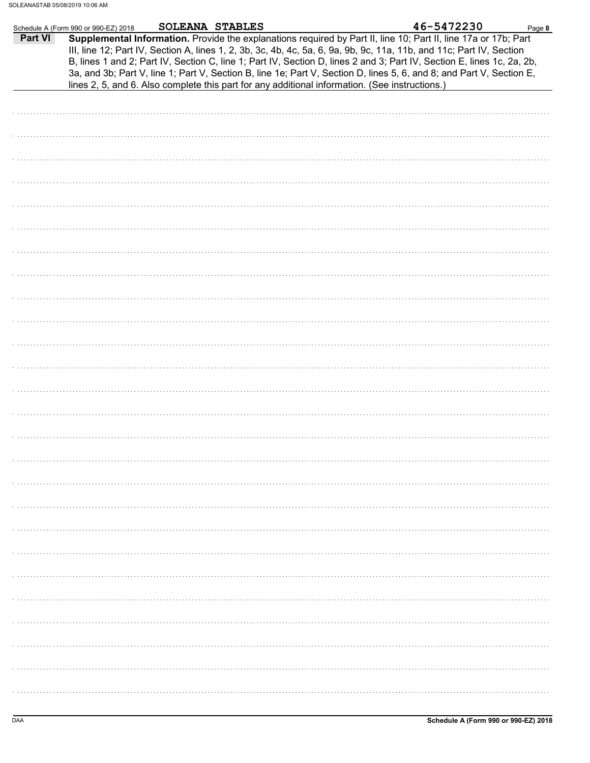Schedule A (Form 990 or 990-EZ) 2018 SOLEANA STABLES 46-5472230

**Part VI** **Supplemental Information.** Provide the explanations required by Part II, line 10; Part II, line 17a or 17b; Part III, line 12; Part IV, Section A, lines 1, 2, 3b, 3c, 4b, 4c, 5a, 6, 9a, 9b, 9c, 11a, 11b, and 11c; Part IV, Section B, lines 1 and 2; Part IV, Section C, line 1; Part IV, Section D, lines 2 and 3; Part IV, Section E, lines 1c, 2a, 2b, 3a, and 3b; Part V, line 1; Part V, Section B, line 1e; Part V, Section D, lines 5, 6, and 8; and Part V, Section E, lines 2, 5, and 6. Also complete this part for any additional information. (See instructions.)

Schedule A (Form 990 or 990-EZ) 2018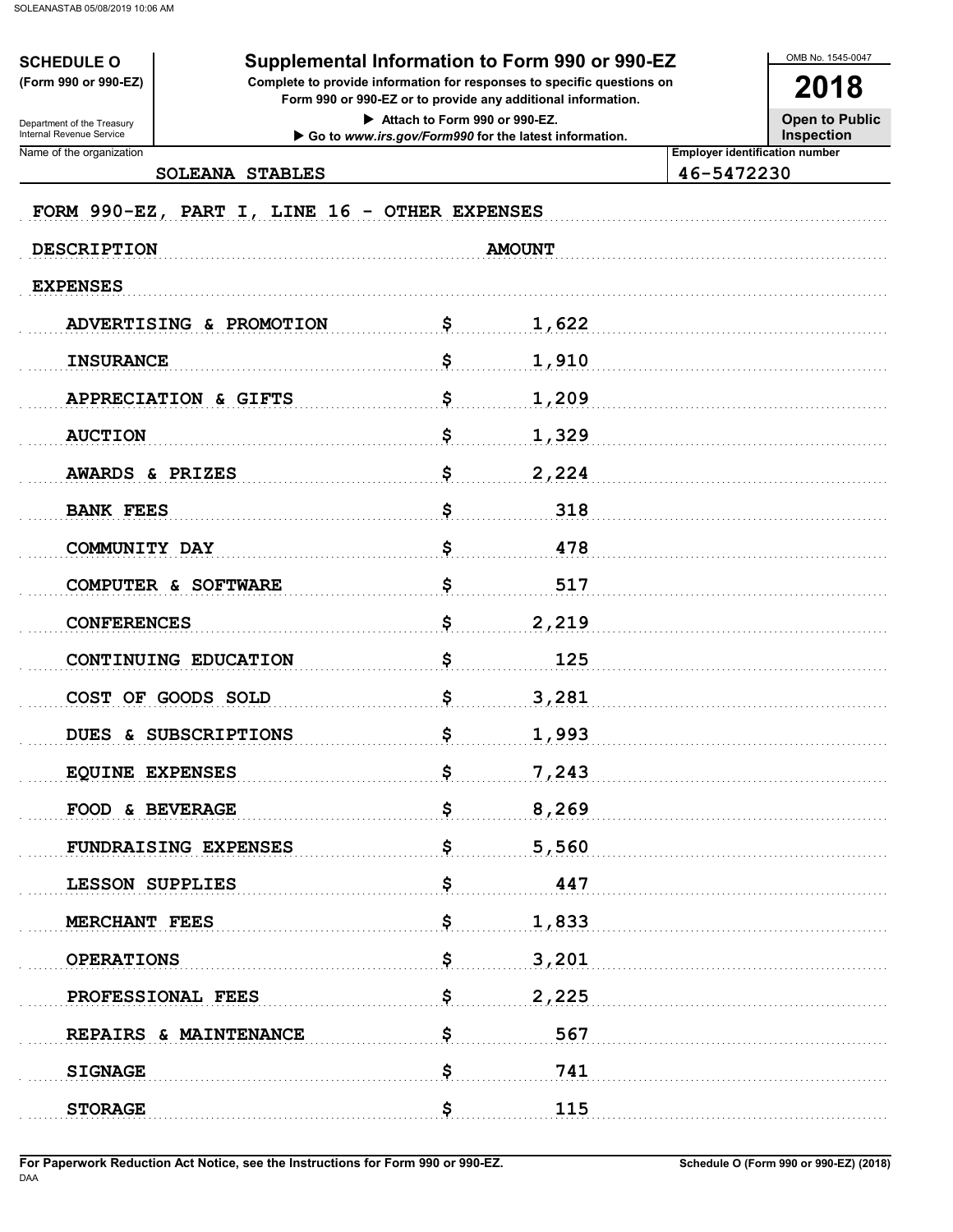**SCHEDULE O**
**(Form 990 or 990-EZ)**

Department of the Treasury
Internal Revenue Service

# Supplemental Information to Form 990 or 990-EZ

**Complete to provide information for responses to specific questions on Form 990 or 990-EZ or to provide any additional information.**

▶ Attach to Form 990 or 990-EZ.

▶ Go to *www.irs.gov/Form990* for the latest information.

OMB No. 1545-0047

**2018**

**Open to Public Inspection**

| Name of the organization | Employer identification number |
|---|---|
| SOLEANA STABLES | 46-5472230 |

FORM 990-EZ, PART I, LINE 16 - OTHER EXPENSES

| DESCRIPTION | | AMOUNT |
|---|---|---|
| EXPENSES | | |
| ADVERTISING & PROMOTION | $ | 1,622 |
| INSURANCE | $ | 1,910 |
| APPRECIATION & GIFTS | $ | 1,209 |
| AUCTION | $ | 1,329 |
| AWARDS & PRIZES | $ | 2,224 |
| BANK FEES | $ | 318 |
| COMMUNITY DAY | $ | 478 |
| COMPUTER & SOFTWARE | $ | 517 |
| CONFERENCES | $ | 2,219 |
| CONTINUING EDUCATION | $ | 125 |
| COST OF GOODS SOLD | $ | 3,281 |
| DUES & SUBSCRIPTIONS | $ | 1,993 |
| EQUINE EXPENSES | $ | 7,243 |
| FOOD & BEVERAGE | $ | 8,269 |
| FUNDRAISING EXPENSES | $ | 5,560 |
| LESSON SUPPLIES | $ | 447 |
| MERCHANT FEES | $ | 1,833 |
| OPERATIONS | $ | 3,201 |
| PROFESSIONAL FEES | $ | 2,225 |
| REPAIRS & MAINTENANCE | $ | 567 |
| SIGNAGE | $ | 741 |
| STORAGE | $ | 115 |

**For Paperwork Reduction Act Notice, see the Instructions for Form 990 or 990-EZ.**
DAA

**Schedule O (Form 990 or 990-EZ) (2018)**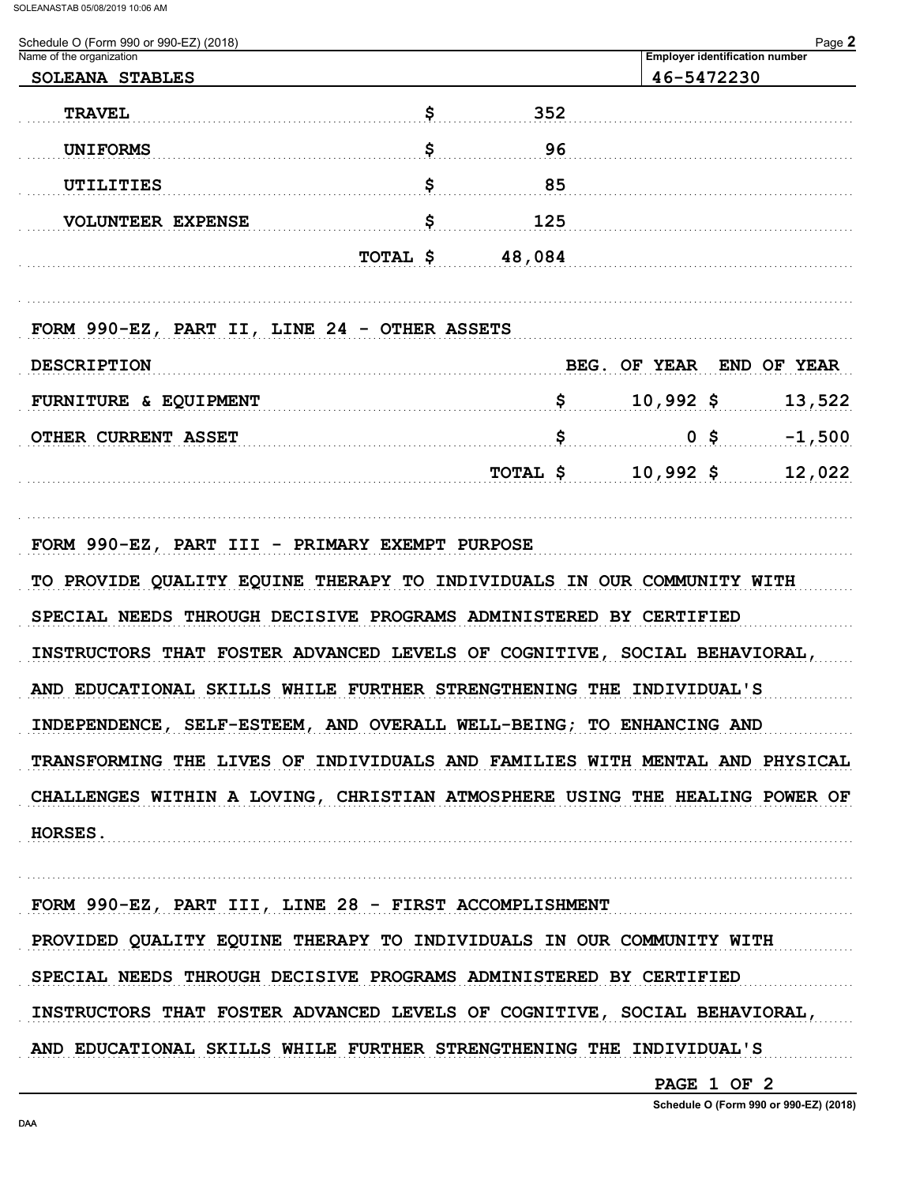Schedule O (Form 990 or 990-EZ) (2018)

| Name of the organization | Employer identification number |
| --- | --- |
| SOLEANA STABLES | 46-5472230 |

| | | |
| --- | --- | --- |
| TRAVEL | $ | 352 |
| UNIFORMS | $ | 96 |
| UTILITIES | $ | 85 |
| VOLUNTEER EXPENSE | $ | 125 |
| | TOTAL $ | 48,084 |

FORM 990-EZ, PART II, LINE 24 - OTHER ASSETS

| DESCRIPTION | | BEG. OF YEAR | END OF YEAR |
| --- | --- | --- | --- |
| FURNITURE & EQUIPMENT | $ | 10,992 $ | 13,522 |
| OTHER CURRENT ASSET | $ | 0 $ | -1,500 |
| | TOTAL $ | 10,992 $ | 12,022 |

FORM 990-EZ, PART III - PRIMARY EXEMPT PURPOSE

TO PROVIDE QUALITY EQUINE THERAPY TO INDIVIDUALS IN OUR COMMUNITY WITH SPECIAL NEEDS THROUGH DECISIVE PROGRAMS ADMINISTERED BY CERTIFIED INSTRUCTORS THAT FOSTER ADVANCED LEVELS OF COGNITIVE, SOCIAL BEHAVIORAL, AND EDUCATIONAL SKILLS WHILE FURTHER STRENGTHENING THE INDIVIDUAL'S INDEPENDENCE, SELF-ESTEEM, AND OVERALL WELL-BEING; TO ENHANCING AND TRANSFORMING THE LIVES OF INDIVIDUALS AND FAMILIES WITH MENTAL AND PHYSICAL CHALLENGES WITHIN A LOVING, CHRISTIAN ATMOSPHERE USING THE HEALING POWER OF HORSES.

FORM 990-EZ, PART III, LINE 28 - FIRST ACCOMPLISHMENT

PROVIDED QUALITY EQUINE THERAPY TO INDIVIDUALS IN OUR COMMUNITY WITH SPECIAL NEEDS THROUGH DECISIVE PROGRAMS ADMINISTERED BY CERTIFIED INSTRUCTORS THAT FOSTER ADVANCED LEVELS OF COGNITIVE, SOCIAL BEHAVIORAL, AND EDUCATIONAL SKILLS WHILE FURTHER STRENGTHENING THE INDIVIDUAL'S

PAGE 1 OF 2

Schedule O (Form 990 or 990-EZ) (2018)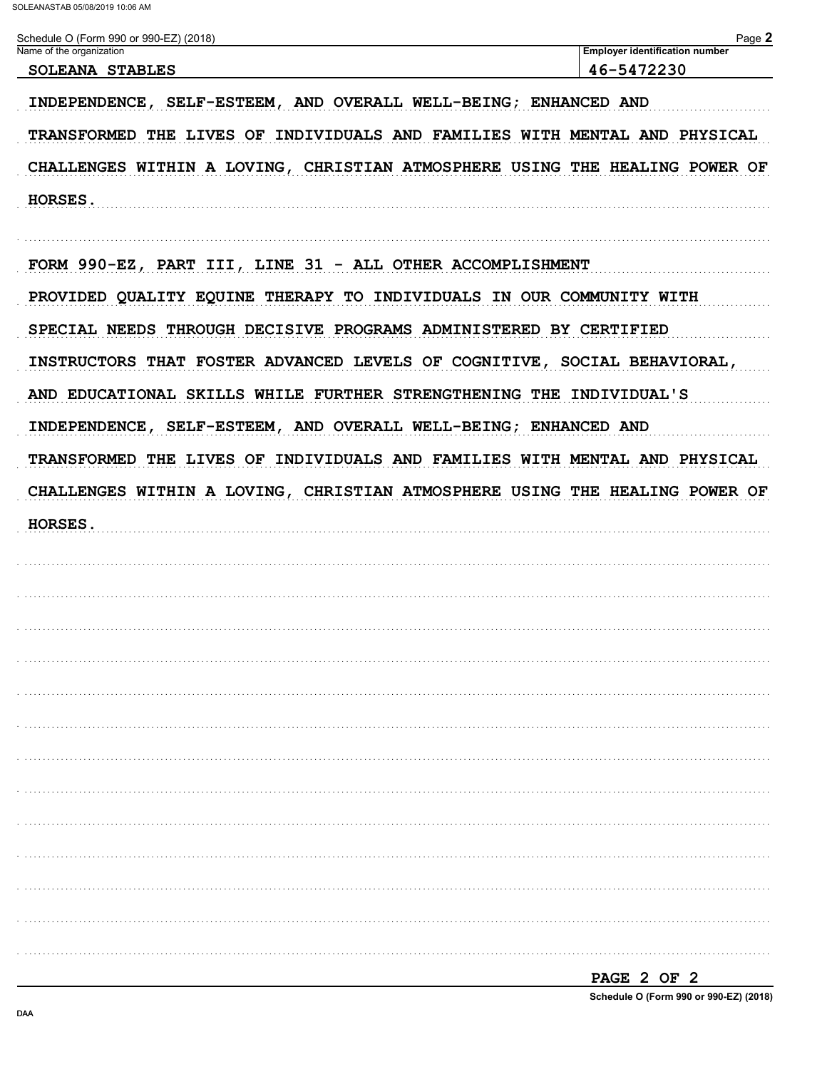Schedule O (Form 990 or 990-EZ) (2018)

| Name of the organization | Employer identification number |
|---|---|
| SOLEANA STABLES | 46-5472230 |

INDEPENDENCE, SELF-ESTEEM, AND OVERALL WELL-BEING; ENHANCED AND TRANSFORMED THE LIVES OF INDIVIDUALS AND FAMILIES WITH MENTAL AND PHYSICAL CHALLENGES WITHIN A LOVING, CHRISTIAN ATMOSPHERE USING THE HEALING POWER OF HORSES.

FORM 990-EZ, PART III, LINE 31 - ALL OTHER ACCOMPLISHMENT

PROVIDED QUALITY EQUINE THERAPY TO INDIVIDUALS IN OUR COMMUNITY WITH SPECIAL NEEDS THROUGH DECISIVE PROGRAMS ADMINISTERED BY CERTIFIED INSTRUCTORS THAT FOSTER ADVANCED LEVELS OF COGNITIVE, SOCIAL BEHAVIORAL, AND EDUCATIONAL SKILLS WHILE FURTHER STRENGTHENING THE INDIVIDUAL'S INDEPENDENCE, SELF-ESTEEM, AND OVERALL WELL-BEING; ENHANCED AND TRANSFORMED THE LIVES OF INDIVIDUALS AND FAMILIES WITH MENTAL AND PHYSICAL CHALLENGES WITHIN A LOVING, CHRISTIAN ATMOSPHERE USING THE HEALING POWER OF HORSES.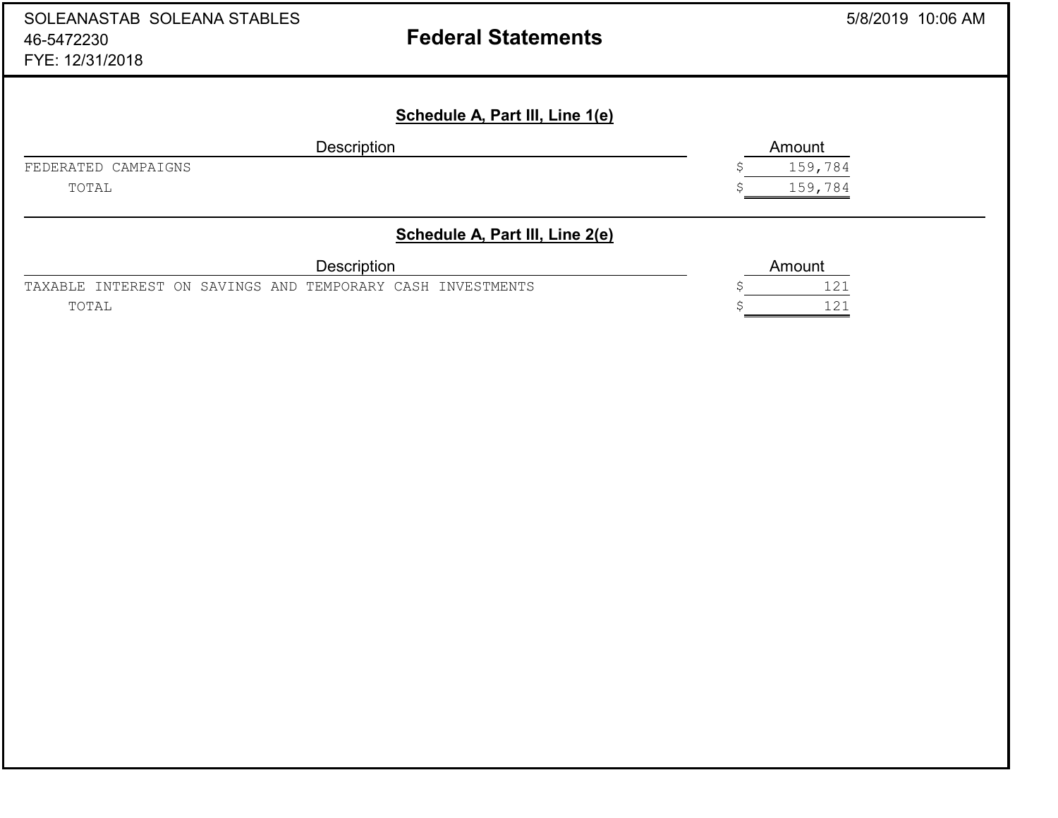SOLEANASTAB SOLEANA STABLES
46-5472230
FYE: 12/31/2018

# Federal Statements

5/8/2019 10:06 AM

## Schedule A, Part III, Line 1(e)

| Description | Amount |
| --- | --- |
| FEDERATED CAMPAIGNS | $ 159,784 |
| TOTAL | $ 159,784 |

## Schedule A, Part III, Line 2(e)

| Description | Amount |
| --- | --- |
| TAXABLE INTEREST ON SAVINGS AND TEMPORARY CASH INVESTMENTS | $ 121 |
| TOTAL | $ 121 |